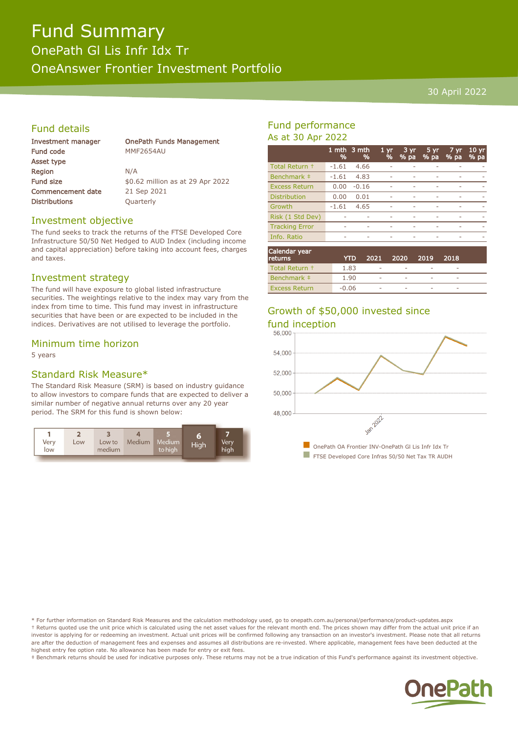# Fund Summary

## OnePath Gl Lis Infr Idx Tr

## OneAnswer Frontier Investment Portfolio

30 April 2022

## Fund details

| | |
|---|---|
| **Investment manager** | **OnePath Funds Management** |
| **Fund code** | MMF2654AU |
| **Asset type** | |
| **Region** | N/A |
| **Fund size** | $0.62 million as at 29 Apr 2022 |
| **Commencement date** | 21 Sep 2021 |
| **Distributions** | Quarterly |

## Investment objective

The fund seeks to track the returns of the FTSE Developed Core Infrastructure 50/50 Net Hedged to AUD Index (including income and capital appreciation) before taking into account fees, charges and taxes.

## Investment strategy

The fund will have exposure to global listed infrastructure securities. The weightings relative to the index may vary from the index from time to time. This fund may invest in infrastructure securities that have been or are expected to be included in the indices. Derivatives are not utilised to leverage the portfolio.

## Minimum time horizon

5 years

## Standard Risk Measure*

The Standard Risk Measure (SRM) is based on industry guidance to allow investors to compare funds that are expected to deliver a similar number of negative annual returns over any 20 year period. The SRM for this fund is shown below:

| 1 Very low | 2 Low | 3 Low to medium | 4 Medium | 5 Medium to high | **6 High** | 7 Very high |
|---|---|---|---|---|---|---|

## Fund performance

As at 30 Apr 2022

| | 1 mth % | 3 mth % | 1 yr % | 3 yr % pa | 5 yr % pa | 7 yr % pa | 10 yr % pa |
|---|---|---|---|---|---|---|---|
| Total Return † | -1.61 | 4.66 | - | - | - | - | - |
| Benchmark ‡ | -1.61 | 4.83 | - | - | - | - | - |
| Excess Return | 0.00 | -0.16 | - | - | - | - | - |
| Distribution | 0.00 | 0.01 | - | - | - | - | - |
| Growth | -1.61 | 4.65 | - | - | - | - | - |
| Risk (1 Std Dev) | - | - | - | - | - | - | - |
| Tracking Error | - | - | - | - | - | - | - |
| Info. Ratio | - | - | - | - | - | - | - |

| Calendar year returns | YTD | 2021 | 2020 | 2019 | 2018 |
|---|---|---|---|---|---|
| Total Return † | 1.83 | - | - | - | - |
| Benchmark ‡ | 1.90 | - | - | - | - |
| Excess Return | -0.06 | - | - | - | - |

## Growth of $50,000 invested since fund inception

OnePath OA Frontier INV-OnePath Gl Lis Infr Idx Tr

FTSE Developed Core Infras 50/50 Net Tax TR AUDH

\* For further information on Standard Risk Measures and the calculation methodology used, go to onepath.com.au/personal/performance/product-updates.aspx

† Returns quoted use the unit price which is calculated using the net asset values for the relevant month end. The prices shown may differ from the actual unit price if an investor is applying for or redeeming an investment. Actual unit prices will be confirmed following any transaction on an investor's investment. Please note that all returns are after the deduction of management fees and expenses and assumes all distributions are re-invested. Where applicable, management fees have been deducted at the highest entry fee option rate. No allowance has been made for entry or exit fees.

‡ Benchmark returns should be used for indicative purposes only. These returns may not be a true indication of this Fund's performance against its investment objective.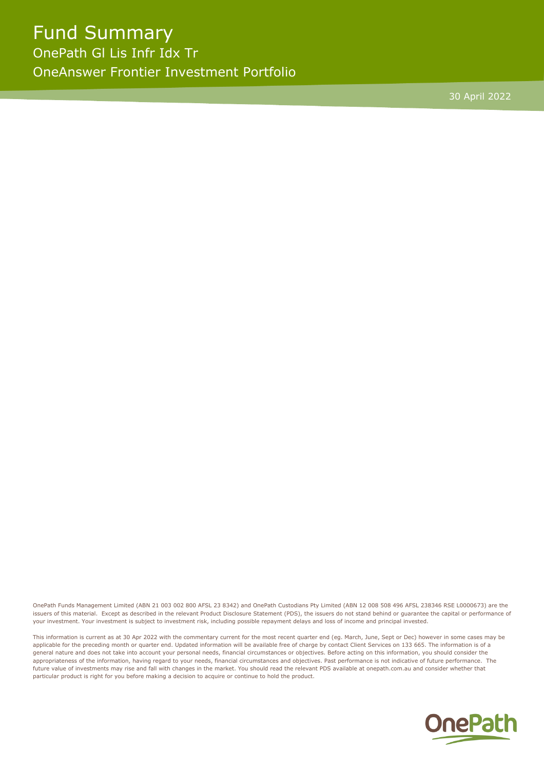# Fund Summary

## OnePath Gl Lis Infr Idx Tr

## OneAnswer Frontier Investment Portfolio

30 April 2022

OnePath Funds Management Limited (ABN 21 003 002 800 AFSL 23 8342) and OnePath Custodians Pty Limited (ABN 12 008 508 496 AFSL 238346 RSE L0000673) are the issuers of this material. Except as described in the relevant Product Disclosure Statement (PDS), the issuers do not stand behind or guarantee the capital or performance of your investment. Your investment is subject to investment risk, including possible repayment delays and loss of income and principal invested.

This information is current as at 30 Apr 2022 with the commentary current for the most recent quarter end (eg. March, June, Sept or Dec) however in some cases may be applicable for the preceding month or quarter end. Updated information will be available free of charge by contact Client Services on 133 665. The information is of a general nature and does not take into account your personal needs, financial circumstances or objectives. Before acting on this information, you should consider the appropriateness of the information, having regard to your needs, financial circumstances and objectives. Past performance is not indicative of future performance. The future value of investments may rise and fall with changes in the market. You should read the relevant PDS available at onepath.com.au and consider whether that particular product is right for you before making a decision to acquire or continue to hold the product.

OnePath